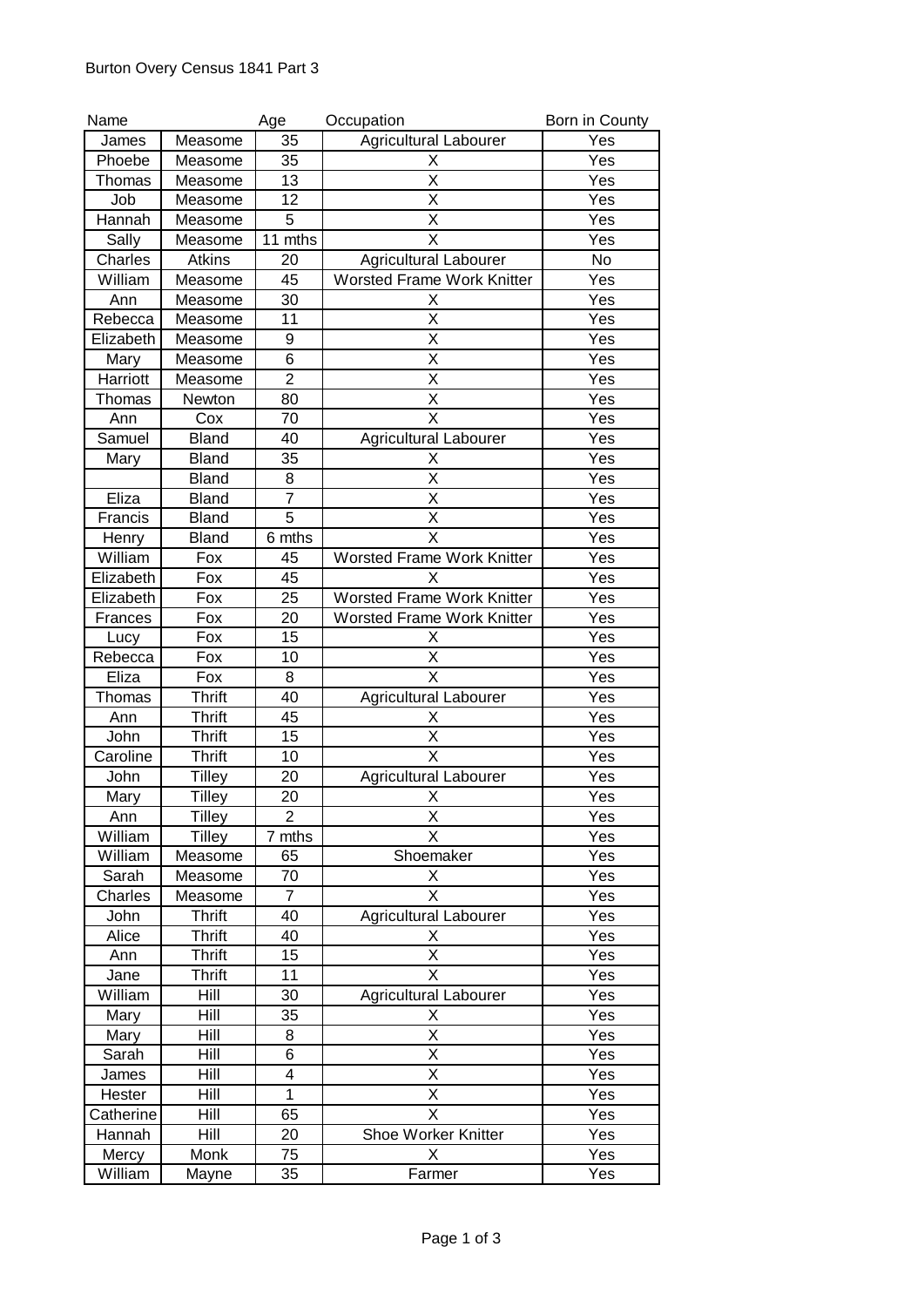Burton Overy Census 1841 Part 3

| Name | | Age | Occupation | Born in County |
|---|---|---|---|---|
| James | Measome | 35 | Agricultural Labourer | Yes |
| Phoebe | Measome | 35 | X | Yes |
| Thomas | Measome | 13 | X | Yes |
| Job | Measome | 12 | X | Yes |
| Hannah | Measome | 5 | X | Yes |
| Sally | Measome | 11 mths | X | Yes |
| Charles | Atkins | 20 | Agricultural Labourer | No |
| William | Measome | 45 | Worsted Frame Work Knitter | Yes |
| Ann | Measome | 30 | X | Yes |
| Rebecca | Measome | 11 | X | Yes |
| Elizabeth | Measome | 9 | X | Yes |
| Mary | Measome | 6 | X | Yes |
| Harriott | Measome | 2 | X | Yes |
| Thomas | Newton | 80 | X | Yes |
| Ann | Cox | 70 | X | Yes |
| Samuel | Bland | 40 | Agricultural Labourer | Yes |
| Mary | Bland | 35 | X | Yes |
| | Bland | 8 | X | Yes |
| Eliza | Bland | 7 | X | Yes |
| Francis | Bland | 5 | X | Yes |
| Henry | Bland | 6 mths | X | Yes |
| William | Fox | 45 | Worsted Frame Work Knitter | Yes |
| Elizabeth | Fox | 45 | X | Yes |
| Elizabeth | Fox | 25 | Worsted Frame Work Knitter | Yes |
| Frances | Fox | 20 | Worsted Frame Work Knitter | Yes |
| Lucy | Fox | 15 | X | Yes |
| Rebecca | Fox | 10 | X | Yes |
| Eliza | Fox | 8 | X | Yes |
| Thomas | Thrift | 40 | Agricultural Labourer | Yes |
| Ann | Thrift | 45 | X | Yes |
| John | Thrift | 15 | X | Yes |
| Caroline | Thrift | 10 | X | Yes |
| John | Tilley | 20 | Agricultural Labourer | Yes |
| Mary | Tilley | 20 | X | Yes |
| Ann | Tilley | 2 | X | Yes |
| William | Tilley | 7 mths | X | Yes |
| William | Measome | 65 | Shoemaker | Yes |
| Sarah | Measome | 70 | X | Yes |
| Charles | Measome | 7 | X | Yes |
| John | Thrift | 40 | Agricultural Labourer | Yes |
| Alice | Thrift | 40 | X | Yes |
| Ann | Thrift | 15 | X | Yes |
| Jane | Thrift | 11 | X | Yes |
| William | Hill | 30 | Agricultural Labourer | Yes |
| Mary | Hill | 35 | X | Yes |
| Mary | Hill | 8 | X | Yes |
| Sarah | Hill | 6 | X | Yes |
| James | Hill | 4 | X | Yes |
| Hester | Hill | 1 | X | Yes |
| Catherine | Hill | 65 | X | Yes |
| Hannah | Hill | 20 | Shoe Worker Knitter | Yes |
| Mercy | Monk | 75 | X | Yes |
| William | Mayne | 35 | Farmer | Yes |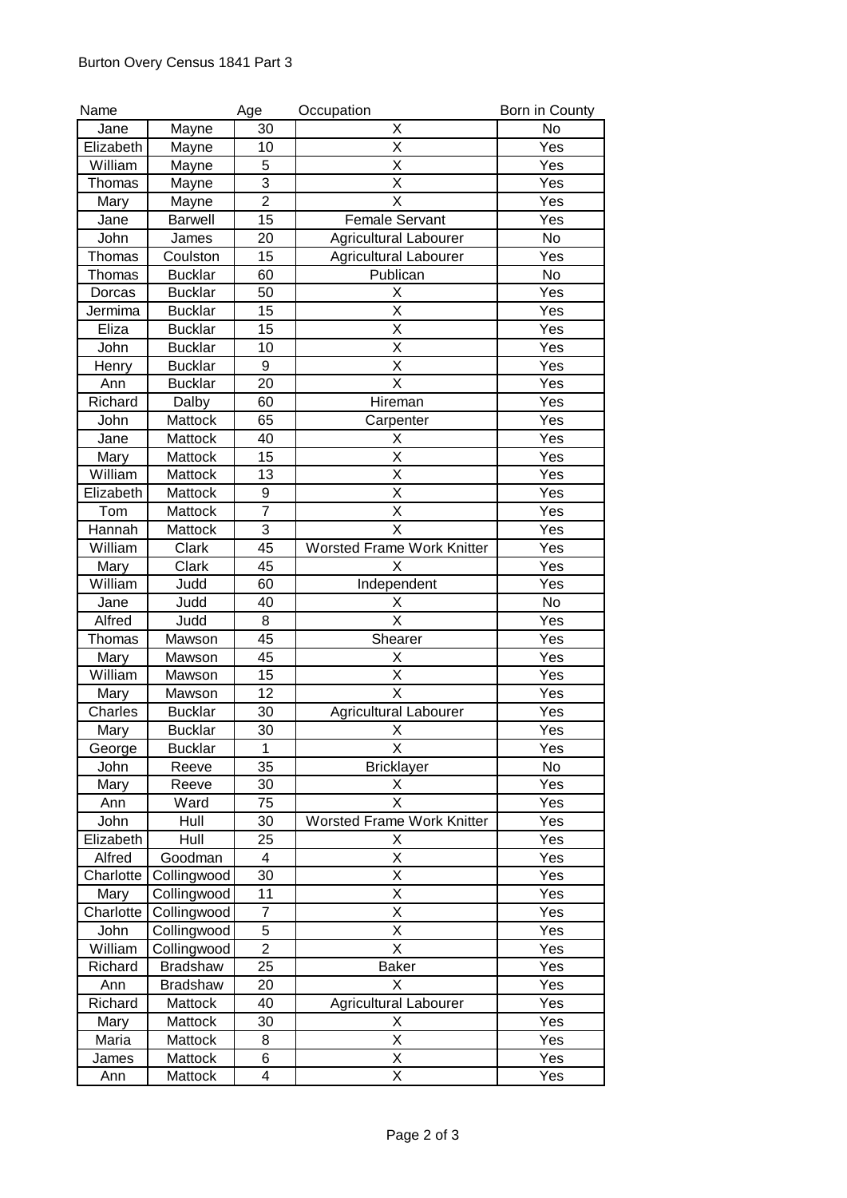Burton Overy Census 1841 Part 3

| Name | | Age | Occupation | Born in County |
|---|---|---|---|---|
| Jane | Mayne | 30 | X | No |
| Elizabeth | Mayne | 10 | X | Yes |
| William | Mayne | 5 | X | Yes |
| Thomas | Mayne | 3 | X | Yes |
| Mary | Mayne | 2 | X | Yes |
| Jane | Barwell | 15 | Female Servant | Yes |
| John | James | 20 | Agricultural Labourer | No |
| Thomas | Coulston | 15 | Agricultural Labourer | Yes |
| Thomas | Bucklar | 60 | Publican | No |
| Dorcas | Bucklar | 50 | X | Yes |
| Jermima | Bucklar | 15 | X | Yes |
| Eliza | Bucklar | 15 | X | Yes |
| John | Bucklar | 10 | X | Yes |
| Henry | Bucklar | 9 | X | Yes |
| Ann | Bucklar | 20 | X | Yes |
| Richard | Dalby | 60 | Hireman | Yes |
| John | Mattock | 65 | Carpenter | Yes |
| Jane | Mattock | 40 | X | Yes |
| Mary | Mattock | 15 | X | Yes |
| William | Mattock | 13 | X | Yes |
| Elizabeth | Mattock | 9 | X | Yes |
| Tom | Mattock | 7 | X | Yes |
| Hannah | Mattock | 3 | X | Yes |
| William | Clark | 45 | Worsted Frame Work Knitter | Yes |
| Mary | Clark | 45 | X | Yes |
| William | Judd | 60 | Independent | Yes |
| Jane | Judd | 40 | X | No |
| Alfred | Judd | 8 | X | Yes |
| Thomas | Mawson | 45 | Shearer | Yes |
| Mary | Mawson | 45 | X | Yes |
| William | Mawson | 15 | X | Yes |
| Mary | Mawson | 12 | X | Yes |
| Charles | Bucklar | 30 | Agricultural Labourer | Yes |
| Mary | Bucklar | 30 | X | Yes |
| George | Bucklar | 1 | X | Yes |
| John | Reeve | 35 | Bricklayer | No |
| Mary | Reeve | 30 | X | Yes |
| Ann | Ward | 75 | X | Yes |
| John | Hull | 30 | Worsted Frame Work Knitter | Yes |
| Elizabeth | Hull | 25 | X | Yes |
| Alfred | Goodman | 4 | X | Yes |
| Charlotte | Collingwood | 30 | X | Yes |
| Mary | Collingwood | 11 | X | Yes |
| Charlotte | Collingwood | 7 | X | Yes |
| John | Collingwood | 5 | X | Yes |
| William | Collingwood | 2 | X | Yes |
| Richard | Bradshaw | 25 | Baker | Yes |
| Ann | Bradshaw | 20 | X | Yes |
| Richard | Mattock | 40 | Agricultural Labourer | Yes |
| Mary | Mattock | 30 | X | Yes |
| Maria | Mattock | 8 | X | Yes |
| James | Mattock | 6 | X | Yes |
| Ann | Mattock | 4 | X | Yes |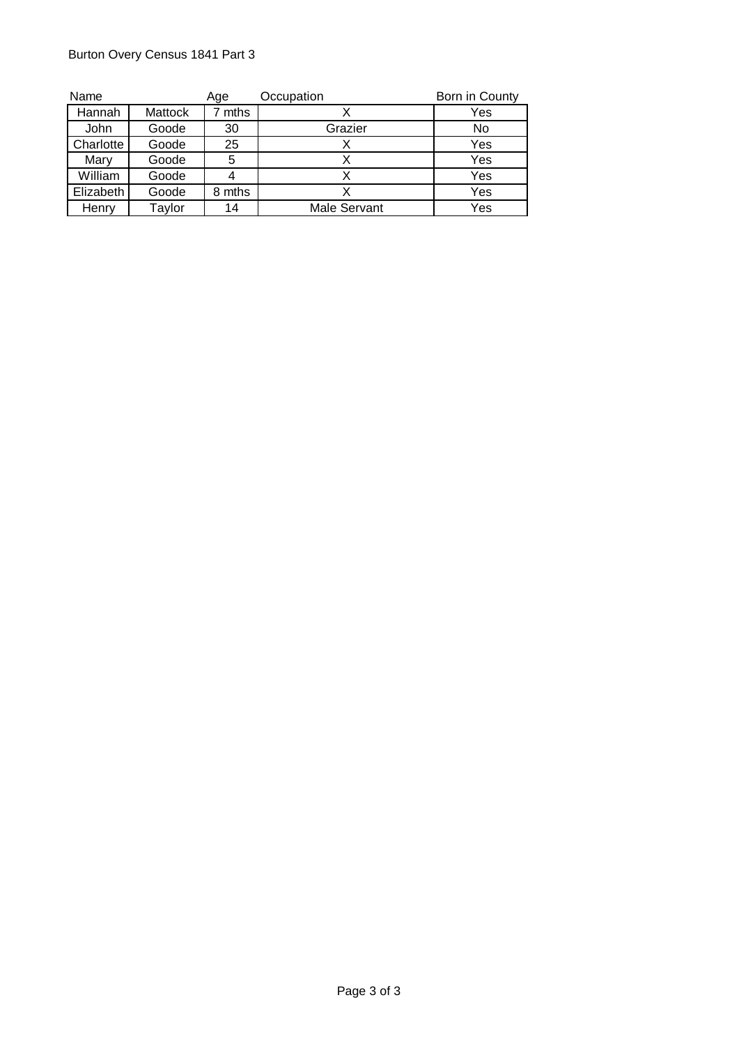Burton Overy Census 1841 Part 3

| Name | | Age | Occupation | Born in County |
|---|---|---|---|---|
| Hannah | Mattock | 7 mths | X | Yes |
| John | Goode | 30 | Grazier | No |
| Charlotte | Goode | 25 | X | Yes |
| Mary | Goode | 5 | X | Yes |
| William | Goode | 4 | X | Yes |
| Elizabeth | Goode | 8 mths | X | Yes |
| Henry | Taylor | 14 | Male Servant | Yes |